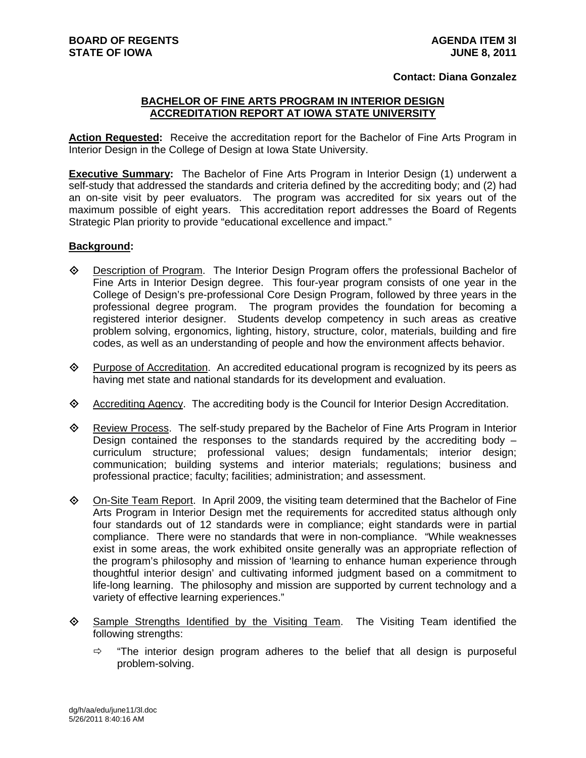**BOARD OF REGENTS**
**STATE OF IOWA**

**AGENDA ITEM 3l**
**JUNE 8, 2011**

**Contact: Diana Gonzalez**

## BACHELOR OF FINE ARTS PROGRAM IN INTERIOR DESIGN ACCREDITATION REPORT AT IOWA STATE UNIVERSITY

**Action Requested:** Receive the accreditation report for the Bachelor of Fine Arts Program in Interior Design in the College of Design at Iowa State University.

**Executive Summary:** The Bachelor of Fine Arts Program in Interior Design (1) underwent a self-study that addressed the standards and criteria defined by the accrediting body; and (2) had an on-site visit by peer evaluators. The program was accredited for six years out of the maximum possible of eight years. This accreditation report addresses the Board of Regents Strategic Plan priority to provide "educational excellence and impact."

**Background:**

- Description of Program. The Interior Design Program offers the professional Bachelor of Fine Arts in Interior Design degree. This four-year program consists of one year in the College of Design's pre-professional Core Design Program, followed by three years in the professional degree program. The program provides the foundation for becoming a registered interior designer. Students develop competency in such areas as creative problem solving, ergonomics, lighting, history, structure, color, materials, building and fire codes, as well as an understanding of people and how the environment affects behavior.

- Purpose of Accreditation. An accredited educational program is recognized by its peers as having met state and national standards for its development and evaluation.

- Accrediting Agency. The accrediting body is the Council for Interior Design Accreditation.

- Review Process. The self-study prepared by the Bachelor of Fine Arts Program in Interior Design contained the responses to the standards required by the accrediting body – curriculum structure; professional values; design fundamentals; interior design; communication; building systems and interior materials; regulations; business and professional practice; faculty; facilities; administration; and assessment.

- On-Site Team Report. In April 2009, the visiting team determined that the Bachelor of Fine Arts Program in Interior Design met the requirements for accredited status although only four standards out of 12 standards were in compliance; eight standards were in partial compliance. There were no standards that were in non-compliance. "While weaknesses exist in some areas, the work exhibited onsite generally was an appropriate reflection of the program's philosophy and mission of 'learning to enhance human experience through thoughtful interior design' and cultivating informed judgment based on a commitment to life-long learning. The philosophy and mission are supported by current technology and a variety of effective learning experiences."

- Sample Strengths Identified by the Visiting Team. The Visiting Team identified the following strengths:
  - "The interior design program adheres to the belief that all design is purposeful problem-solving.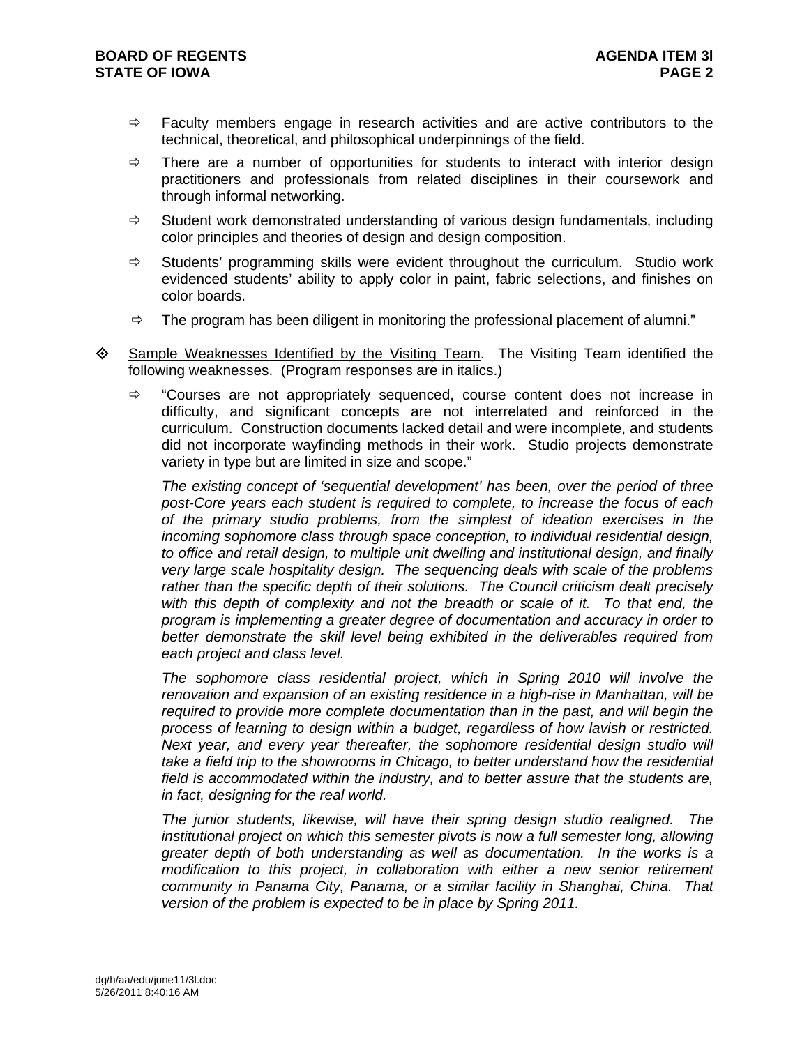- Faculty members engage in research activities and are active contributors to the technical, theoretical, and philosophical underpinnings of the field.
- There are a number of opportunities for students to interact with interior design practitioners and professionals from related disciplines in their coursework and through informal networking.
- Student work demonstrated understanding of various design fundamentals, including color principles and theories of design and design composition.
- Students' programming skills were evident throughout the curriculum. Studio work evidenced students' ability to apply color in paint, fabric selections, and finishes on color boards.
- The program has been diligent in monitoring the professional placement of alumni."

- Sample Weaknesses Identified by the Visiting Team. The Visiting Team identified the following weaknesses. (Program responses are in italics.)

  - "Courses are not appropriately sequenced, course content does not increase in difficulty, and significant concepts are not interrelated and reinforced in the curriculum. Construction documents lacked detail and were incomplete, and students did not incorporate wayfinding methods in their work. Studio projects demonstrate variety in type but are limited in size and scope."

    *The existing concept of 'sequential development' has been, over the period of three post-Core years each student is required to complete, to increase the focus of each of the primary studio problems, from the simplest of ideation exercises in the incoming sophomore class through space conception, to individual residential design, to office and retail design, to multiple unit dwelling and institutional design, and finally very large scale hospitality design. The sequencing deals with scale of the problems rather than the specific depth of their solutions. The Council criticism dealt precisely with this depth of complexity and not the breadth or scale of it. To that end, the program is implementing a greater degree of documentation and accuracy in order to better demonstrate the skill level being exhibited in the deliverables required from each project and class level.*

    *The sophomore class residential project, which in Spring 2010 will involve the renovation and expansion of an existing residence in a high-rise in Manhattan, will be required to provide more complete documentation than in the past, and will begin the process of learning to design within a budget, regardless of how lavish or restricted. Next year, and every year thereafter, the sophomore residential design studio will take a field trip to the showrooms in Chicago, to better understand how the residential field is accommodated within the industry, and to better assure that the students are, in fact, designing for the real world.*

    *The junior students, likewise, will have their spring design studio realigned. The institutional project on which this semester pivots is now a full semester long, allowing greater depth of both understanding as well as documentation. In the works is a modification to this project, in collaboration with either a new senior retirement community in Panama City, Panama, or a similar facility in Shanghai, China. That version of the problem is expected to be in place by Spring 2011.*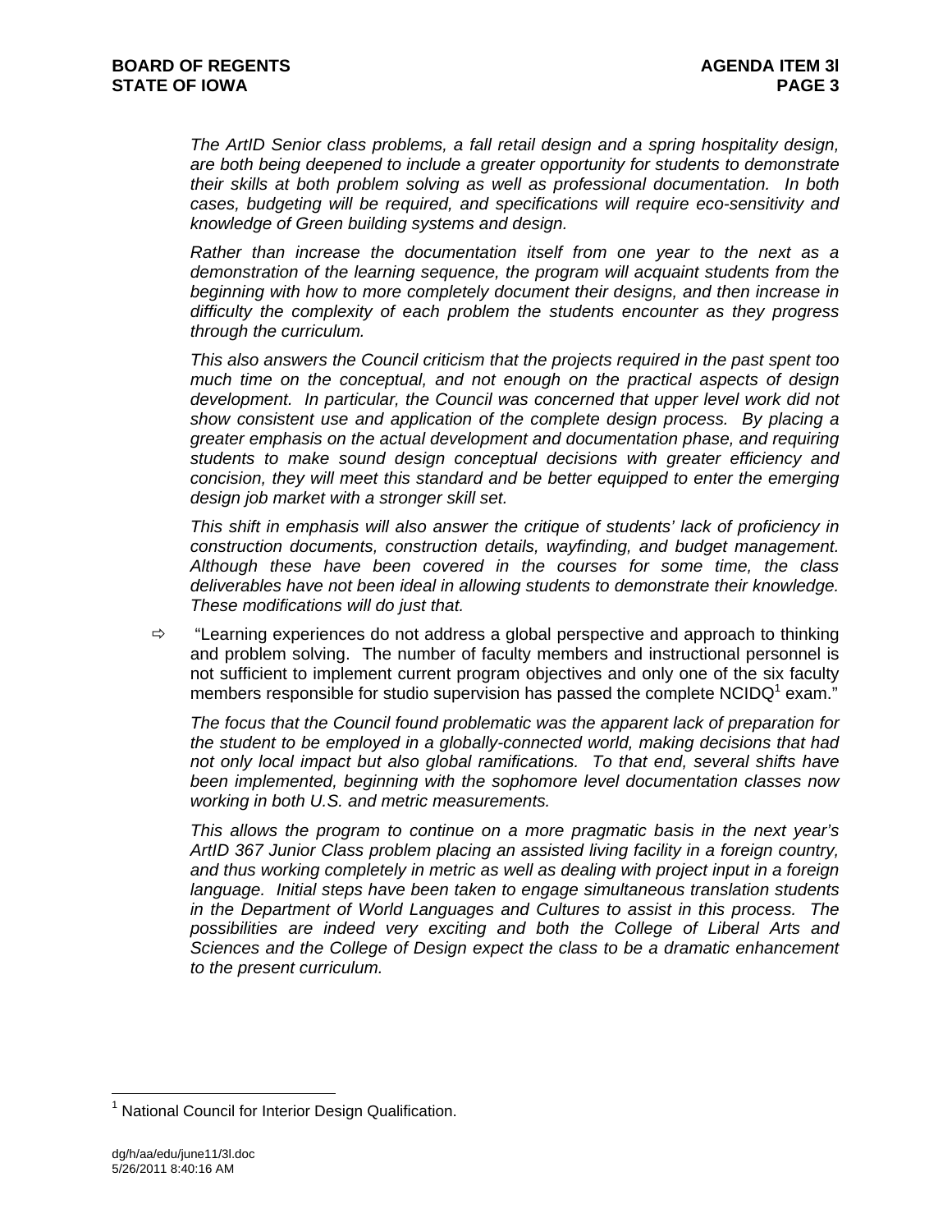*The ArtID Senior class problems, a fall retail design and a spring hospitality design, are both being deepened to include a greater opportunity for students to demonstrate their skills at both problem solving as well as professional documentation. In both cases, budgeting will be required, and specifications will require eco-sensitivity and knowledge of Green building systems and design.*

*Rather than increase the documentation itself from one year to the next as a demonstration of the learning sequence, the program will acquaint students from the beginning with how to more completely document their designs, and then increase in difficulty the complexity of each problem the students encounter as they progress through the curriculum.*

*This also answers the Council criticism that the projects required in the past spent too much time on the conceptual, and not enough on the practical aspects of design development. In particular, the Council was concerned that upper level work did not show consistent use and application of the complete design process. By placing a greater emphasis on the actual development and documentation phase, and requiring students to make sound design conceptual decisions with greater efficiency and concision, they will meet this standard and be better equipped to enter the emerging design job market with a stronger skill set.*

*This shift in emphasis will also answer the critique of students' lack of proficiency in construction documents, construction details, wayfinding, and budget management. Although these have been covered in the courses for some time, the class deliverables have not been ideal in allowing students to demonstrate their knowledge. These modifications will do just that.*

⇨ "Learning experiences do not address a global perspective and approach to thinking and problem solving. The number of faculty members and instructional personnel is not sufficient to implement current program objectives and only one of the six faculty members responsible for studio supervision has passed the complete NCIDQ[1] exam."

*The focus that the Council found problematic was the apparent lack of preparation for the student to be employed in a globally-connected world, making decisions that had not only local impact but also global ramifications. To that end, several shifts have been implemented, beginning with the sophomore level documentation classes now working in both U.S. and metric measurements.*

*This allows the program to continue on a more pragmatic basis in the next year's ArtID 367 Junior Class problem placing an assisted living facility in a foreign country, and thus working completely in metric as well as dealing with project input in a foreign language. Initial steps have been taken to engage simultaneous translation students in the Department of World Languages and Cultures to assist in this process. The possibilities are indeed very exciting and both the College of Liberal Arts and Sciences and the College of Design expect the class to be a dramatic enhancement to the present curriculum.*

---

[1] National Council for Interior Design Qualification.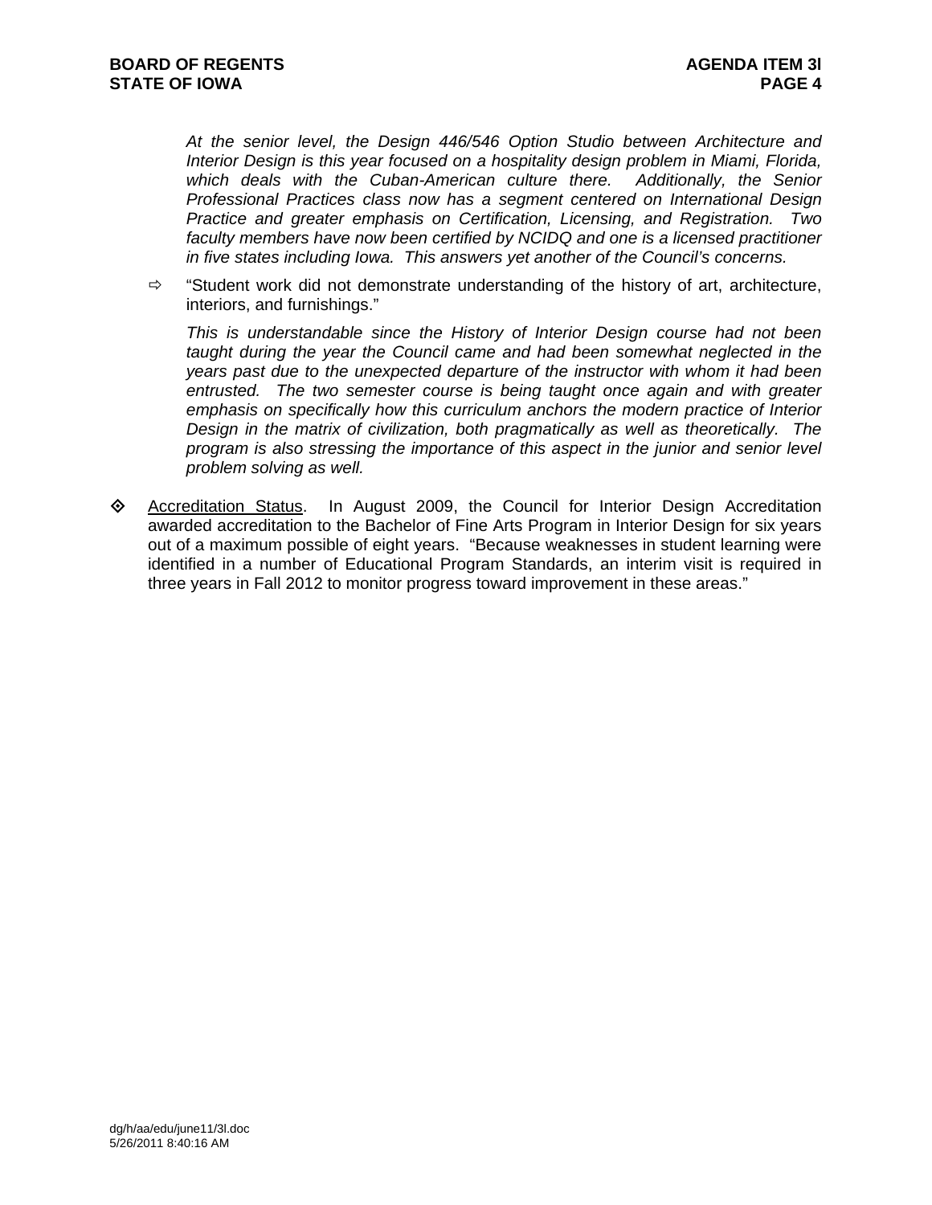*At the senior level, the Design 446/546 Option Studio between Architecture and Interior Design is this year focused on a hospitality design problem in Miami, Florida, which deals with the Cuban-American culture there. Additionally, the Senior Professional Practices class now has a segment centered on International Design Practice and greater emphasis on Certification, Licensing, and Registration. Two faculty members have now been certified by NCIDQ and one is a licensed practitioner in five states including Iowa. This answers yet another of the Council's concerns.*

- "Student work did not demonstrate understanding of the history of art, architecture, interiors, and furnishings."

  *This is understandable since the History of Interior Design course had not been taught during the year the Council came and had been somewhat neglected in the years past due to the unexpected departure of the instructor with whom it had been entrusted. The two semester course is being taught once again and with greater emphasis on specifically how this curriculum anchors the modern practice of Interior Design in the matrix of civilization, both pragmatically as well as theoretically. The program is also stressing the importance of this aspect in the junior and senior level problem solving as well.*

- <u>Accreditation Status</u>. In August 2009, the Council for Interior Design Accreditation awarded accreditation to the Bachelor of Fine Arts Program in Interior Design for six years out of a maximum possible of eight years. "Because weaknesses in student learning were identified in a number of Educational Program Standards, an interim visit is required in three years in Fall 2012 to monitor progress toward improvement in these areas."

dg/h/aa/edu/june11/3l.doc
5/26/2011 8:40:16 AM